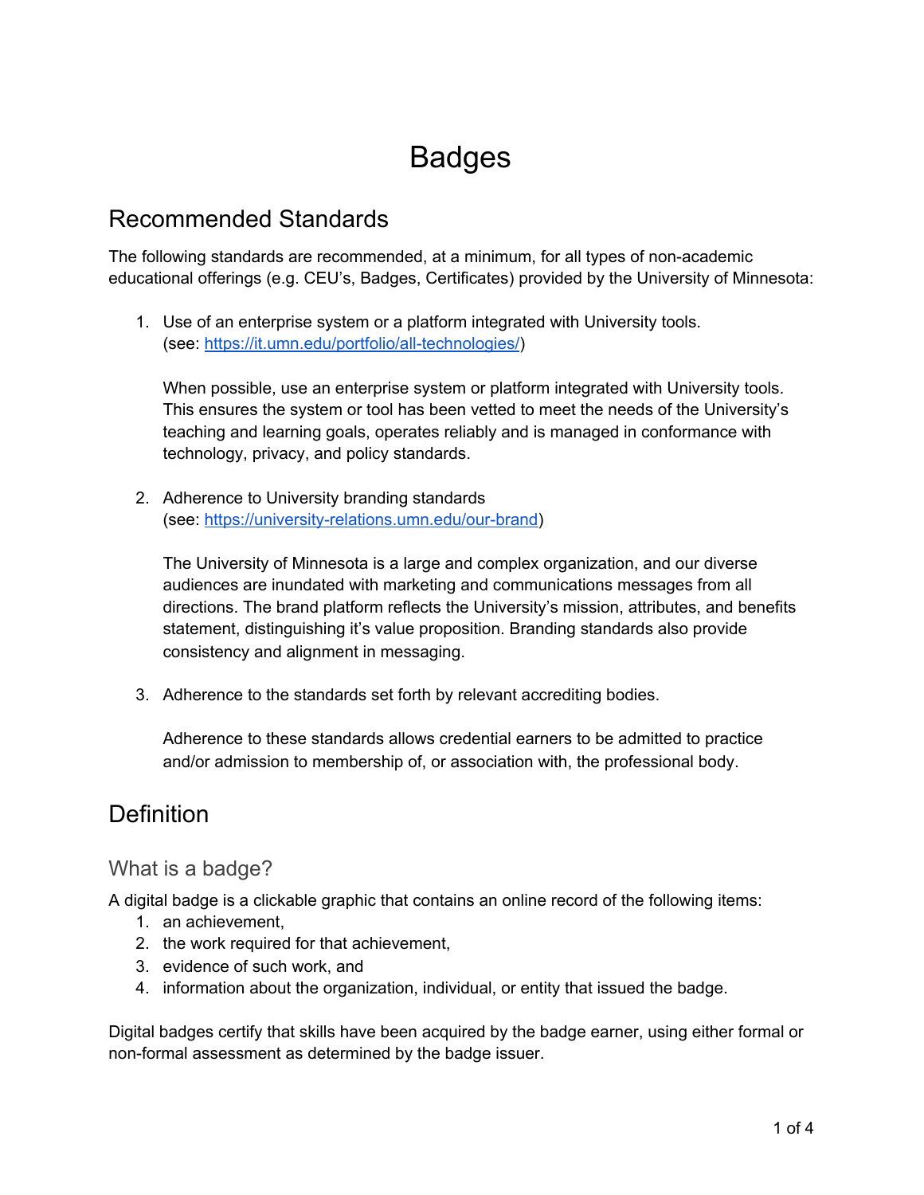# Badges

## Recommended Standards

The following standards are recommended, at a minimum, for all types of non-academic educational offerings (e.g. CEU's, Badges, Certificates) provided by the University of Minnesota:

1. Use of an enterprise system or a platform integrated with University tools.
   (see: https://it.umn.edu/portfolio/all-technologies/)

   When possible, use an enterprise system or platform integrated with University tools. This ensures the system or tool has been vetted to meet the needs of the University's teaching and learning goals, operates reliably and is managed in conformance with technology, privacy, and policy standards.

2. Adherence to University branding standards
   (see: https://university-relations.umn.edu/our-brand)

   The University of Minnesota is a large and complex organization, and our diverse audiences are inundated with marketing and communications messages from all directions. The brand platform reflects the University's mission, attributes, and benefits statement, distinguishing it's value proposition. Branding standards also provide consistency and alignment in messaging.

3. Adherence to the standards set forth by relevant accrediting bodies.

   Adherence to these standards allows credential earners to be admitted to practice and/or admission to membership of, or association with, the professional body.

## Definition

### What is a badge?

A digital badge is a clickable graphic that contains an online record of the following items:

1. an achievement,
2. the work required for that achievement,
3. evidence of such work, and
4. information about the organization, individual, or entity that issued the badge.

Digital badges certify that skills have been acquired by the badge earner, using either formal or non-formal assessment as determined by the badge issuer.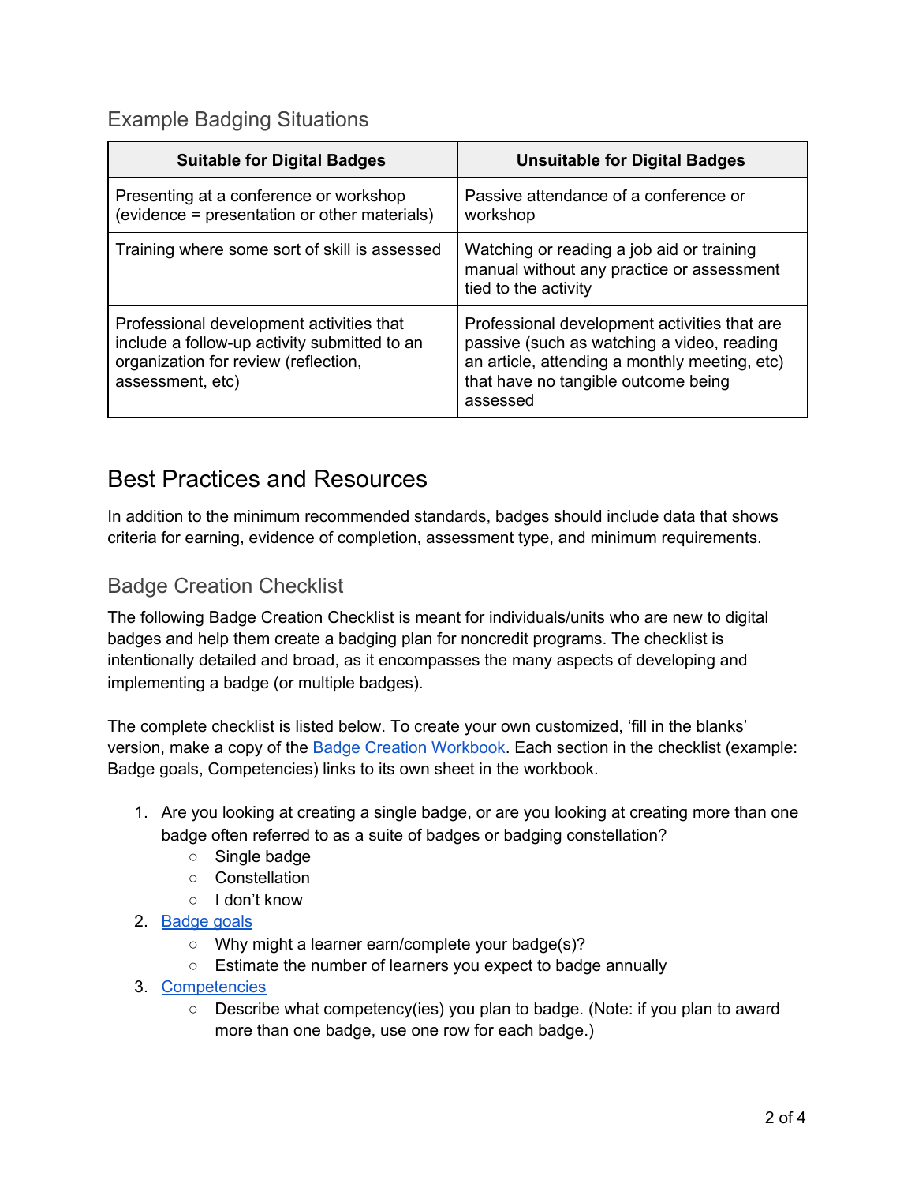### Example Badging Situations

| Suitable for Digital Badges | Unsuitable for Digital Badges |
| --- | --- |
| Presenting at a conference or workshop (evidence = presentation or other materials) | Passive attendance of a conference or workshop |
| Training where some sort of skill is assessed | Watching or reading a job aid or training manual without any practice or assessment tied to the activity |
| Professional development activities that include a follow-up activity submitted to an organization for review (reflection, assessment, etc) | Professional development activities that are passive (such as watching a video, reading an article, attending a monthly meeting, etc) that have no tangible outcome being assessed |

## Best Practices and Resources

In addition to the minimum recommended standards, badges should include data that shows criteria for earning, evidence of completion, assessment type, and minimum requirements.

### Badge Creation Checklist

The following Badge Creation Checklist is meant for individuals/units who are new to digital badges and help them create a badging plan for noncredit programs. The checklist is intentionally detailed and broad, as it encompasses the many aspects of developing and implementing a badge (or multiple badges).

The complete checklist is listed below. To create your own customized, 'fill in the blanks' version, make a copy of the [Badge Creation Workbook](). Each section in the checklist (example: Badge goals, Competencies) links to its own sheet in the workbook.

1. Are you looking at creating a single badge, or are you looking at creating more than one badge often referred to as a suite of badges or badging constellation?
    - Single badge
    - Constellation
    - I don't know
2. [Badge goals]()
    - Why might a learner earn/complete your badge(s)?
    - Estimate the number of learners you expect to badge annually
3. [Competencies]()
    - Describe what competency(ies) you plan to badge. (Note: if you plan to award more than one badge, use one row for each badge.)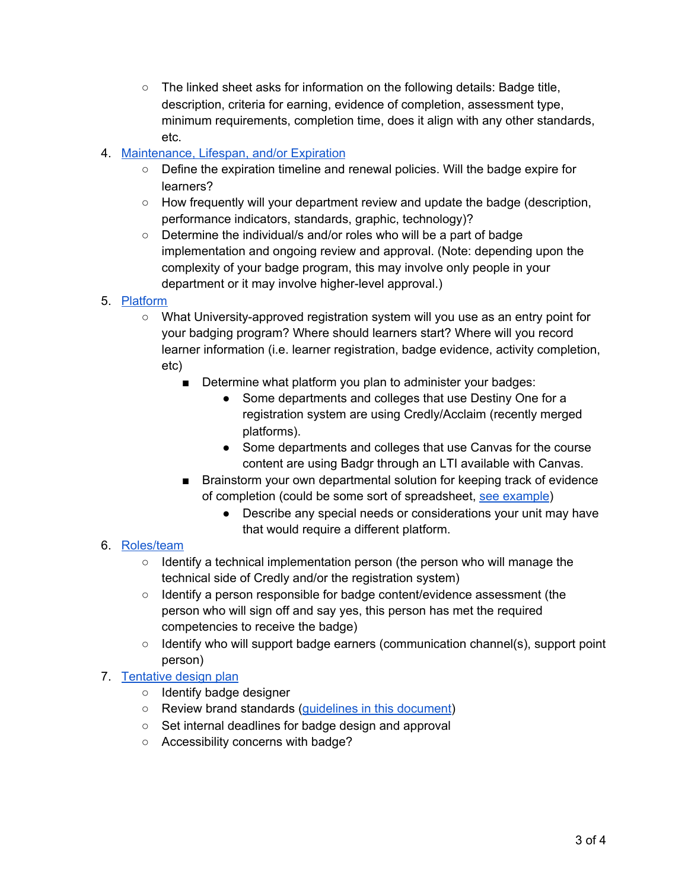- The linked sheet asks for information on the following details: Badge title, description, criteria for earning, evidence of completion, assessment type, minimum requirements, completion time, does it align with any other standards, etc.

4. [Maintenance, Lifespan, and/or Expiration]()
    - Define the expiration timeline and renewal policies. Will the badge expire for learners?
    - How frequently will your department review and update the badge (description, performance indicators, standards, graphic, technology)?
    - Determine the individual/s and/or roles who will be a part of badge implementation and ongoing review and approval. (Note: depending upon the complexity of your badge program, this may involve only people in your department or it may involve higher-level approval.)
5. [Platform]()
    - What University-approved registration system will you use as an entry point for your badging program? Where should learners start? Where will you record learner information (i.e. learner registration, badge evidence, activity completion, etc)
        - Determine what platform you plan to administer your badges:
            - Some departments and colleges that use Destiny One for a registration system are using Credly/Acclaim (recently merged platforms).
            - Some departments and colleges that use Canvas for the course content are using Badgr through an LTI available with Canvas.
        - Brainstorm your own departmental solution for keeping track of evidence of completion (could be some sort of spreadsheet, [see example]())
            - Describe any special needs or considerations your unit may have that would require a different platform.
6. [Roles/team]()
    - Identify a technical implementation person (the person who will manage the technical side of Credly and/or the registration system)
    - Identify a person responsible for badge content/evidence assessment (the person who will sign off and say yes, this person has met the required competencies to receive the badge)
    - Identify who will support badge earners (communication channel(s), support point person)
7. [Tentative design plan]()
    - Identify badge designer
    - Review brand standards ([guidelines in this document]())
    - Set internal deadlines for badge design and approval
    - Accessibility concerns with badge?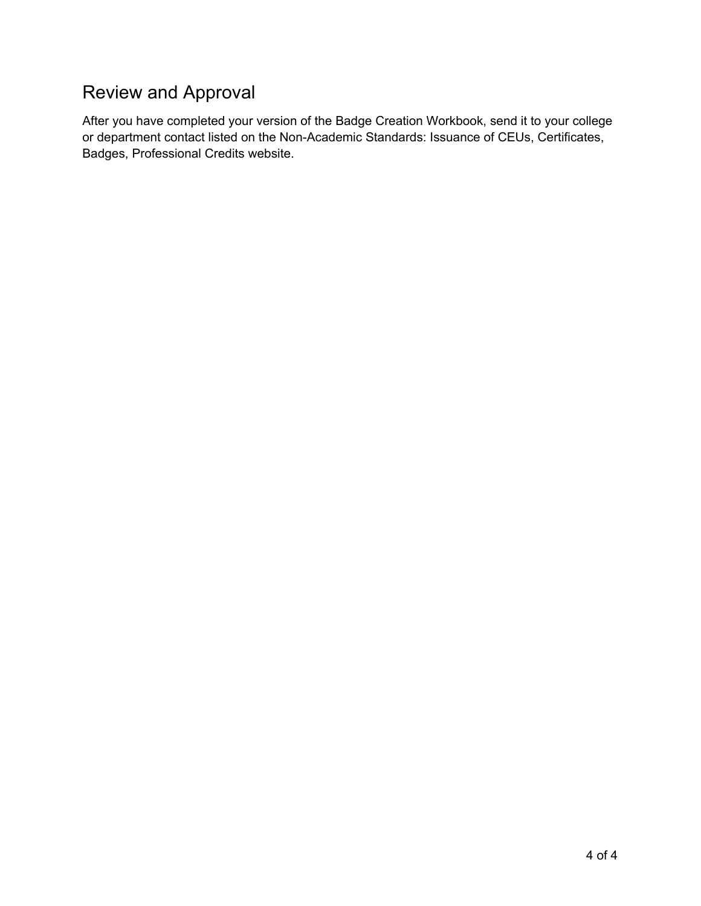## Review and Approval

After you have completed your version of the Badge Creation Workbook, send it to your college or department contact listed on the Non-Academic Standards: Issuance of CEUs, Certificates, Badges, Professional Credits website.